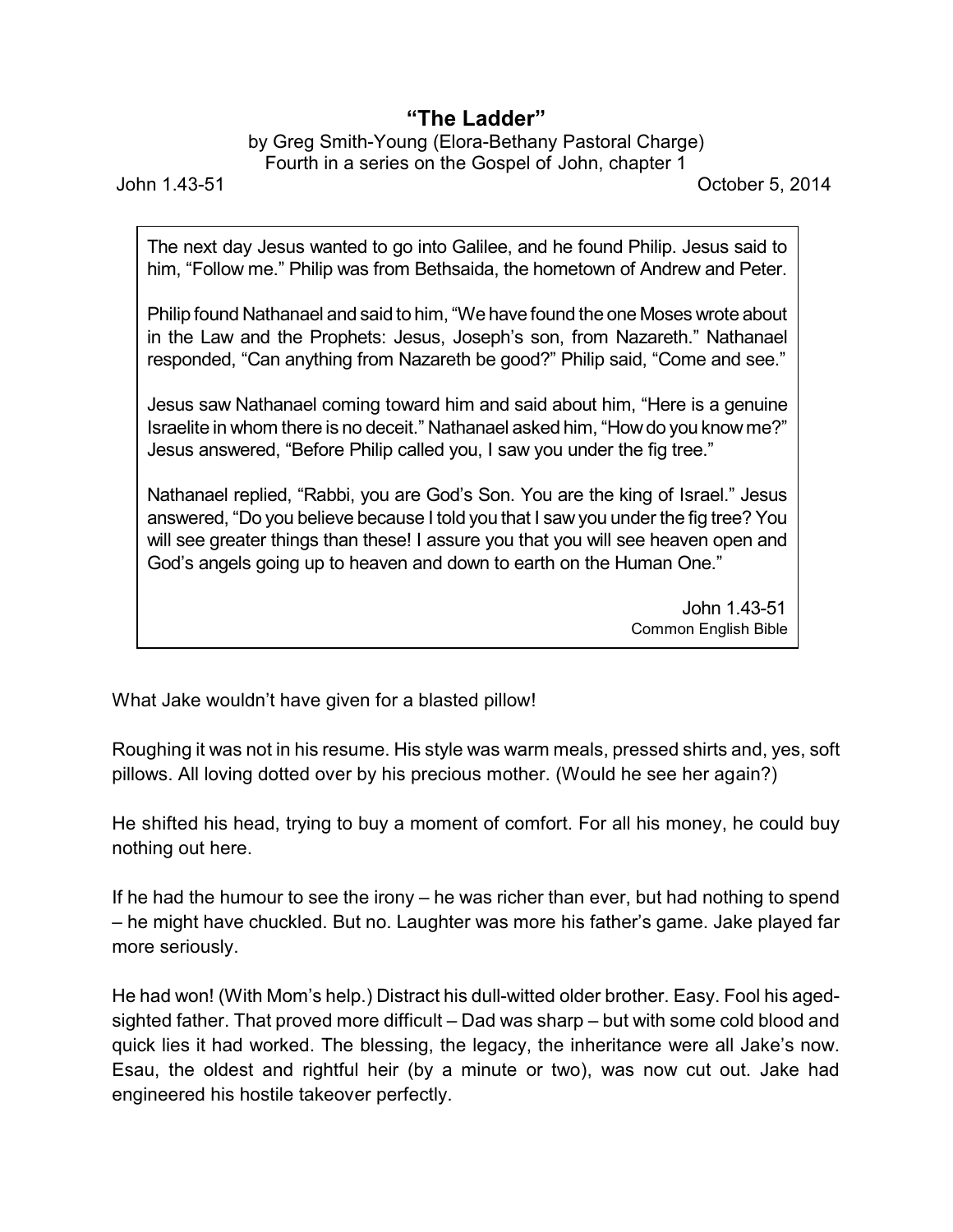# "The Ladder"

by Greg Smith-Young (Elora-Bethany Pastoral Charge)
Fourth in a series on the Gospel of John, chapter 1

John 1.43-51 October 5, 2014

> The next day Jesus wanted to go into Galilee, and he found Philip. Jesus said to him, "Follow me." Philip was from Bethsaida, the hometown of Andrew and Peter.
>
> Philip found Nathanael and said to him, "We have found the one Moses wrote about in the Law and the Prophets: Jesus, Joseph's son, from Nazareth." Nathanael responded, "Can anything from Nazareth be good?" Philip said, "Come and see."
>
> Jesus saw Nathanael coming toward him and said about him, "Here is a genuine Israelite in whom there is no deceit." Nathanael asked him, "How do you know me?" Jesus answered, "Before Philip called you, I saw you under the fig tree."
>
> Nathanael replied, "Rabbi, you are God's Son. You are the king of Israel." Jesus answered, "Do you believe because I told you that I saw you under the fig tree? You will see greater things than these! I assure you that you will see heaven open and God's angels going up to heaven and down to earth on the Human One."
>
> John 1.43-51
> Common English Bible

What Jake wouldn't have given for a blasted pillow!

Roughing it was not in his resume. His style was warm meals, pressed shirts and, yes, soft pillows. All loving dotted over by his precious mother. (Would he see her again?)

He shifted his head, trying to buy a moment of comfort. For all his money, he could buy nothing out here.

If he had the humour to see the irony – he was richer than ever, but had nothing to spend – he might have chuckled. But no. Laughter was more his father's game. Jake played far more seriously.

He had won! (With Mom's help.) Distract his dull-witted older brother. Easy. Fool his aged-sighted father. That proved more difficult – Dad was sharp – but with some cold blood and quick lies it had worked. The blessing, the legacy, the inheritance were all Jake's now. Esau, the oldest and rightful heir (by a minute or two), was now cut out. Jake had engineered his hostile takeover perfectly.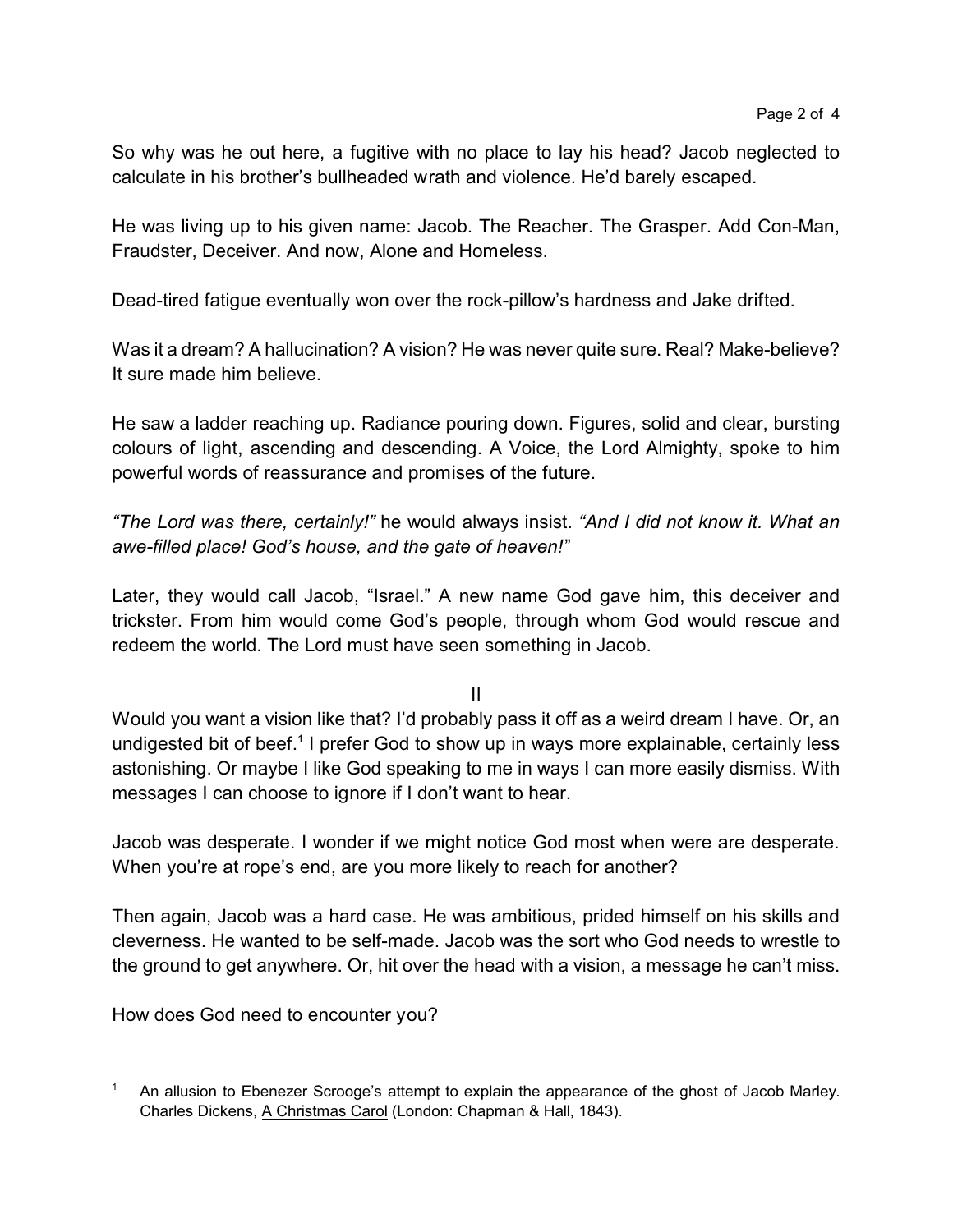So why was he out here, a fugitive with no place to lay his head? Jacob neglected to calculate in his brother's bullheaded wrath and violence. He'd barely escaped.

He was living up to his given name: Jacob. The Reacher. The Grasper. Add Con-Man, Fraudster, Deceiver. And now, Alone and Homeless.

Dead-tired fatigue eventually won over the rock-pillow's hardness and Jake drifted.

Was it a dream? A hallucination? A vision? He was never quite sure. Real? Make-believe? It sure made him believe.

He saw a ladder reaching up. Radiance pouring down. Figures, solid and clear, bursting colours of light, ascending and descending. A Voice, the Lord Almighty, spoke to him powerful words of reassurance and promises of the future.

*"The Lord was there, certainly!"* he would always insist. *"And I did not know it. What an awe-filled place! God's house, and the gate of heaven!"*

Later, they would call Jacob, "Israel." A new name God gave him, this deceiver and trickster. From him would come God's people, through whom God would rescue and redeem the world. The Lord must have seen something in Jacob.

II

Would you want a vision like that? I'd probably pass it off as a weird dream I have. Or, an undigested bit of beef.[1] I prefer God to show up in ways more explainable, certainly less astonishing. Or maybe I like God speaking to me in ways I can more easily dismiss. With messages I can choose to ignore if I don't want to hear.

Jacob was desperate. I wonder if we might notice God most when were are desperate. When you're at rope's end, are you more likely to reach for another?

Then again, Jacob was a hard case. He was ambitious, prided himself on his skills and cleverness. He wanted to be self-made. Jacob was the sort who God needs to wrestle to the ground to get anywhere. Or, hit over the head with a vision, a message he can't miss.

How does God need to encounter you?

---

[1] An allusion to Ebenezer Scrooge's attempt to explain the appearance of the ghost of Jacob Marley. Charles Dickens, A Christmas Carol (London: Chapman & Hall, 1843).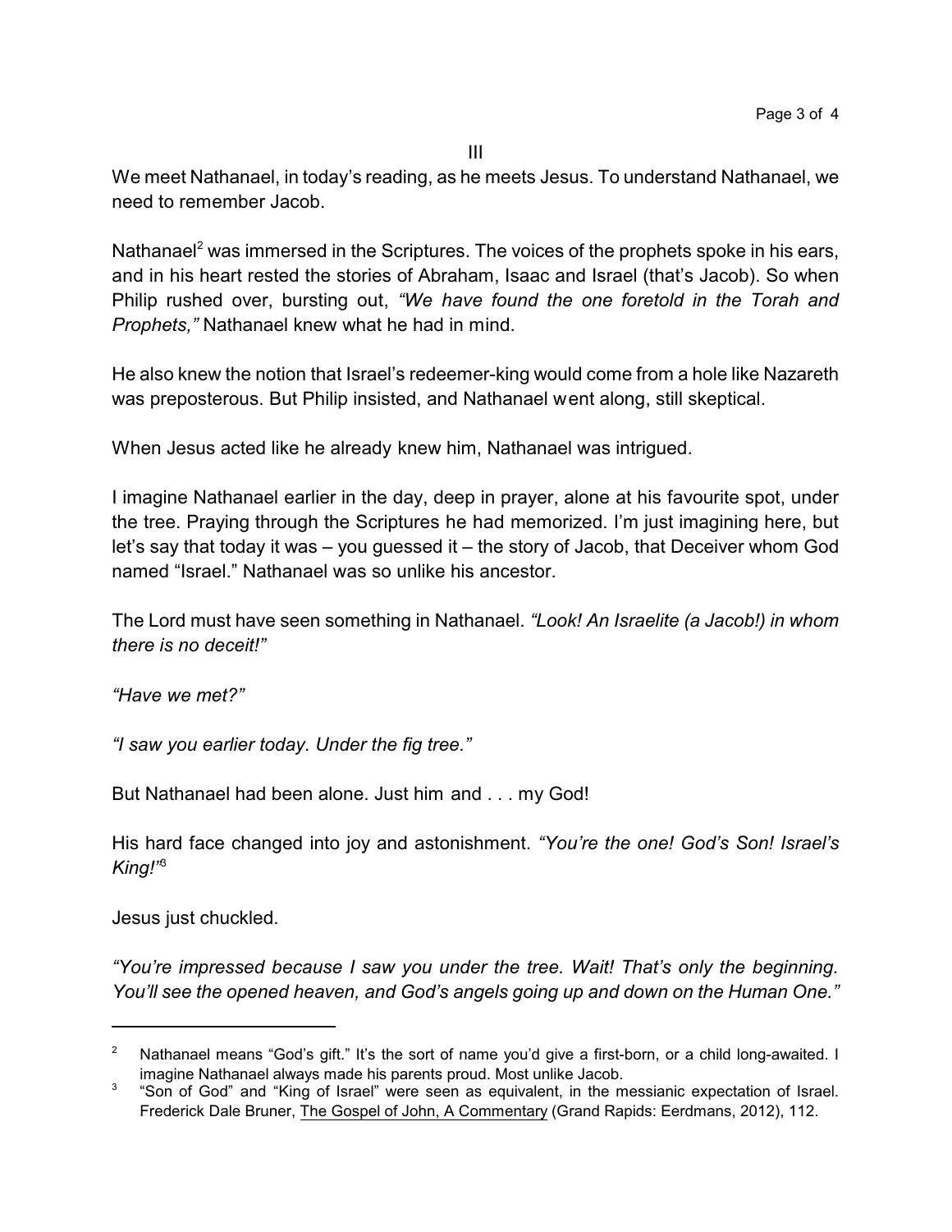III

We meet Nathanael, in today's reading, as he meets Jesus. To understand Nathanael, we need to remember Jacob.

Nathanael[2] was immersed in the Scriptures. The voices of the prophets spoke in his ears, and in his heart rested the stories of Abraham, Isaac and Israel (that's Jacob). So when Philip rushed over, bursting out, *"We have found the one foretold in the Torah and Prophets,"* Nathanael knew what he had in mind.

He also knew the notion that Israel's redeemer-king would come from a hole like Nazareth was preposterous. But Philip insisted, and Nathanael went along, still skeptical.

When Jesus acted like he already knew him, Nathanael was intrigued.

I imagine Nathanael earlier in the day, deep in prayer, alone at his favourite spot, under the tree. Praying through the Scriptures he had memorized. I'm just imagining here, but let's say that today it was – you guessed it – the story of Jacob, that Deceiver whom God named "Israel." Nathanael was so unlike his ancestor.

The Lord must have seen something in Nathanael. *"Look! An Israelite (a Jacob!) in whom there is no deceit!"*

*"Have we met?"*

*"I saw you earlier today. Under the fig tree."*

But Nathanael had been alone. Just him and . . . my God!

His hard face changed into joy and astonishment. *"You're the one! God's Son! Israel's King!"*[3]

Jesus just chuckled.

*"You're impressed because I saw you under the tree. Wait! That's only the beginning. You'll see the opened heaven, and God's angels going up and down on the Human One."*

---

[2] Nathanael means "God's gift." It's the sort of name you'd give a first-born, or a child long-awaited. I imagine Nathanael always made his parents proud. Most unlike Jacob.

[3] "Son of God" and "King of Israel" were seen as equivalent, in the messianic expectation of Israel. Frederick Dale Bruner, The Gospel of John, A Commentary (Grand Rapids: Eerdmans, 2012), 112.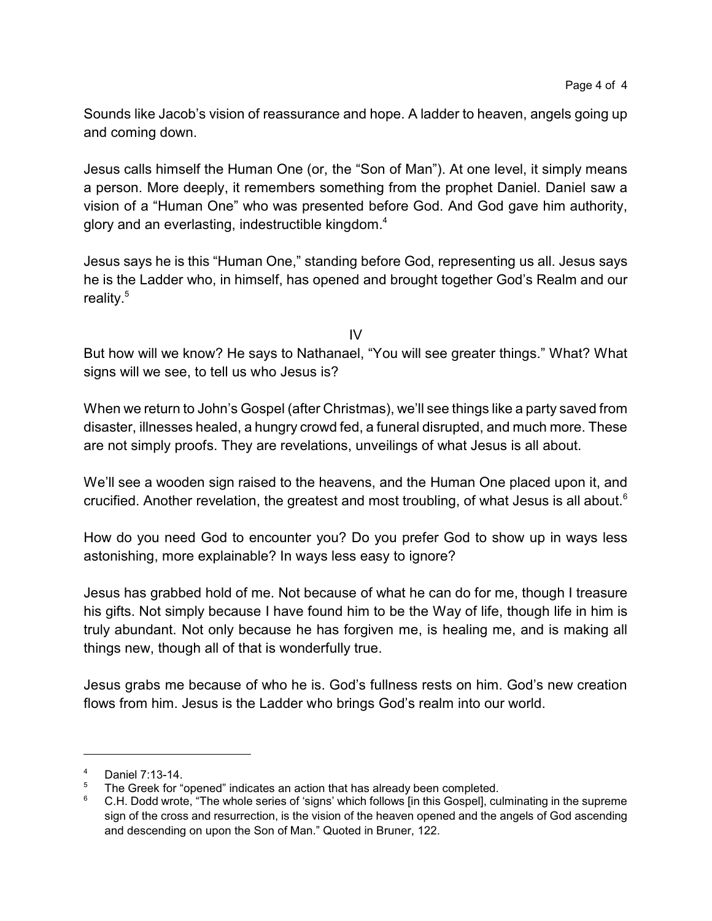Sounds like Jacob's vision of reassurance and hope. A ladder to heaven, angels going up and coming down.

Jesus calls himself the Human One (or, the "Son of Man"). At one level, it simply means a person. More deeply, it remembers something from the prophet Daniel. Daniel saw a vision of a "Human One" who was presented before God. And God gave him authority, glory and an everlasting, indestructible kingdom.[4]

Jesus says he is this "Human One," standing before God, representing us all. Jesus says he is the Ladder who, in himself, has opened and brought together God's Realm and our reality.[5]

## IV

But how will we know? He says to Nathanael, "You will see greater things." What? What signs will we see, to tell us who Jesus is?

When we return to John's Gospel (after Christmas), we'll see things like a party saved from disaster, illnesses healed, a hungry crowd fed, a funeral disrupted, and much more. These are not simply proofs. They are revelations, unveilings of what Jesus is all about.

We'll see a wooden sign raised to the heavens, and the Human One placed upon it, and crucified. Another revelation, the greatest and most troubling, of what Jesus is all about.[6]

How do you need God to encounter you? Do you prefer God to show up in ways less astonishing, more explainable? In ways less easy to ignore?

Jesus has grabbed hold of me. Not because of what he can do for me, though I treasure his gifts. Not simply because I have found him to be the Way of life, though life in him is truly abundant. Not only because he has forgiven me, is healing me, and is making all things new, though all of that is wonderfully true.

Jesus grabs me because of who he is. God's fullness rests on him. God's new creation flows from him. Jesus is the Ladder who brings God's realm into our world.

---

[4] Daniel 7:13-14.

[5] The Greek for "opened" indicates an action that has already been completed.

[6] C.H. Dodd wrote, "The whole series of 'signs' which follows [in this Gospel], culminating in the supreme sign of the cross and resurrection, is the vision of the heaven opened and the angels of God ascending and descending on upon the Son of Man." Quoted in Bruner, 122.